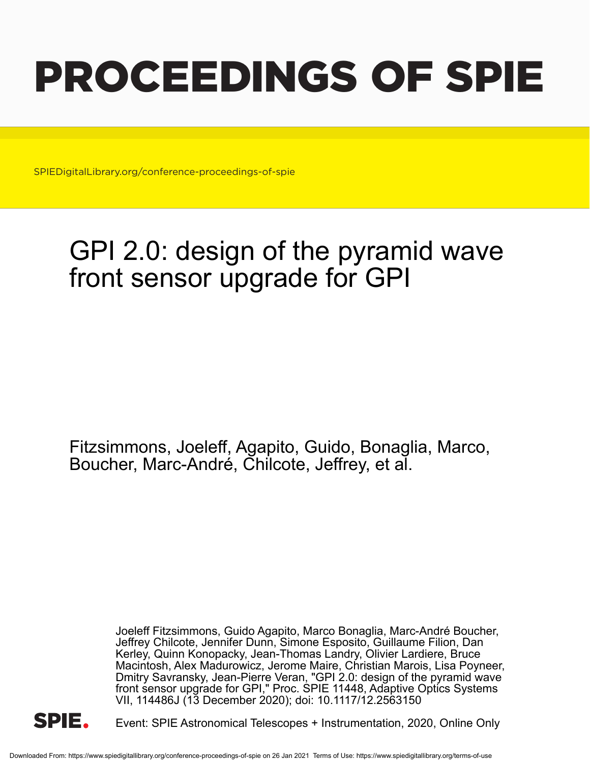# PROCEEDINGS OF SPIE

SPIEDigitalLibrary.org/conference-proceedings-of-spie

## GPI 2.0: design of the pyramid wave front sensor upgrade for GPI

Fitzsimmons, Joeleff, Agapito, Guido, Bonaglia, Marco, Boucher, Marc-André, Chilcote, Jeffrey, et al.

Joeleff Fitzsimmons, Guido Agapito, Marco Bonaglia, Marc-André Boucher, Jeffrey Chilcote, Jennifer Dunn, Simone Esposito, Guillaume Filion, Dan Kerley, Quinn Konopacky, Jean-Thomas Landry, Olivier Lardiere, Bruce Macintosh, Alex Madurowicz, Jerome Maire, Christian Marois, Lisa Poyneer, Dmitry Savransky, Jean-Pierre Veran, "GPI 2.0: design of the pyramid wave front sensor upgrade for GPI," Proc. SPIE 11448, Adaptive Optics Systems VII, 114486J (13 December 2020); doi: 10.1117/12.2563150

SPIE.

Event: SPIE Astronomical Telescopes + Instrumentation, 2020, Online Only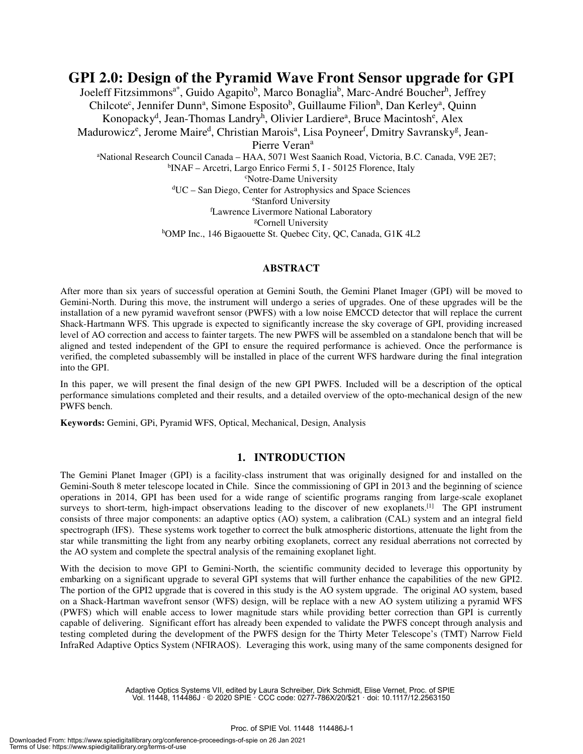# GPI 2.0: Design of the Pyramid Wave Front Sensor upgrade for GPI

Joeleff Fitzsimmons[a*], Guido Agapito[b], Marco Bonaglia[b], Marc-André Boucher[h], Jeffrey Chilcote[c], Jennifer Dunn[a], Simone Esposito[b], Guillaume Filion[h], Dan Kerley[a], Quinn Konopacky[d], Jean-Thomas Landry[h], Olivier Lardiere[a], Bruce Macintosh[e], Alex Madurowicz[e], Jerome Maire[d], Christian Marois[a], Lisa Poyneer[f], Dmitry Savransky[g], Jean-Pierre Veran[a]

[a]National Research Council Canada – HAA, 5071 West Saanich Road, Victoria, B.C. Canada, V9E 2E7;
[b]INAF – Arcetri, Largo Enrico Fermi 5, I - 50125 Florence, Italy
[c]Notre-Dame University
[d]UC – San Diego, Center for Astrophysics and Space Sciences
[e]Stanford University
[f]Lawrence Livermore National Laboratory
[g]Cornell University
[h]OMP Inc., 146 Bigaouette St. Quebec City, QC, Canada, G1K 4L2

## ABSTRACT

After more than six years of successful operation at Gemini South, the Gemini Planet Imager (GPI) will be moved to Gemini-North. During this move, the instrument will undergo a series of upgrades. One of these upgrades will be the installation of a new pyramid wavefront sensor (PWFS) with a low noise EMCCD detector that will replace the current Shack-Hartmann WFS. This upgrade is expected to significantly increase the sky coverage of GPI, providing increased level of AO correction and access to fainter targets. The new PWFS will be assembled on a standalone bench that will be aligned and tested independent of the GPI to ensure the required performance is achieved. Once the performance is verified, the completed subassembly will be installed in place of the current WFS hardware during the final integration into the GPI.

In this paper, we will present the final design of the new GPI PWFS. Included will be a description of the optical performance simulations completed and their results, and a detailed overview of the opto-mechanical design of the new PWFS bench.

**Keywords:** Gemini, GPi, Pyramid WFS, Optical, Mechanical, Design, Analysis

## 1. INTRODUCTION

The Gemini Planet Imager (GPI) is a facility-class instrument that was originally designed for and installed on the Gemini-South 8 meter telescope located in Chile. Since the commissioning of GPI in 2013 and the beginning of science operations in 2014, GPI has been used for a wide range of scientific programs ranging from large-scale exoplanet surveys to short-term, high-impact observations leading to the discover of new exoplanets.[1] The GPI instrument consists of three major components: an adaptive optics (AO) system, a calibration (CAL) system and an integral field spectrograph (IFS). These systems work together to correct the bulk atmospheric distortions, attenuate the light from the star while transmitting the light from any nearby orbiting exoplanets, correct any residual aberrations not corrected by the AO system and complete the spectral analysis of the remaining exoplanet light.

With the decision to move GPI to Gemini-North, the scientific community decided to leverage this opportunity by embarking on a significant upgrade to several GPI systems that will further enhance the capabilities of the new GPI2. The portion of the GPI2 upgrade that is covered in this study is the AO system upgrade. The original AO system, based on a Shack-Hartman wavefront sensor (WFS) design, will be replace with a new AO system utilizing a pyramid WFS (PWFS) which will enable access to lower magnitude stars while providing better correction than GPI is currently capable of delivering. Significant effort has already been expended to validate the PWFS concept through analysis and testing completed during the development of the PWFS design for the Thirty Meter Telescope's (TMT) Narrow Field InfraRed Adaptive Optics System (NFIRAOS). Leveraging this work, using many of the same components designed for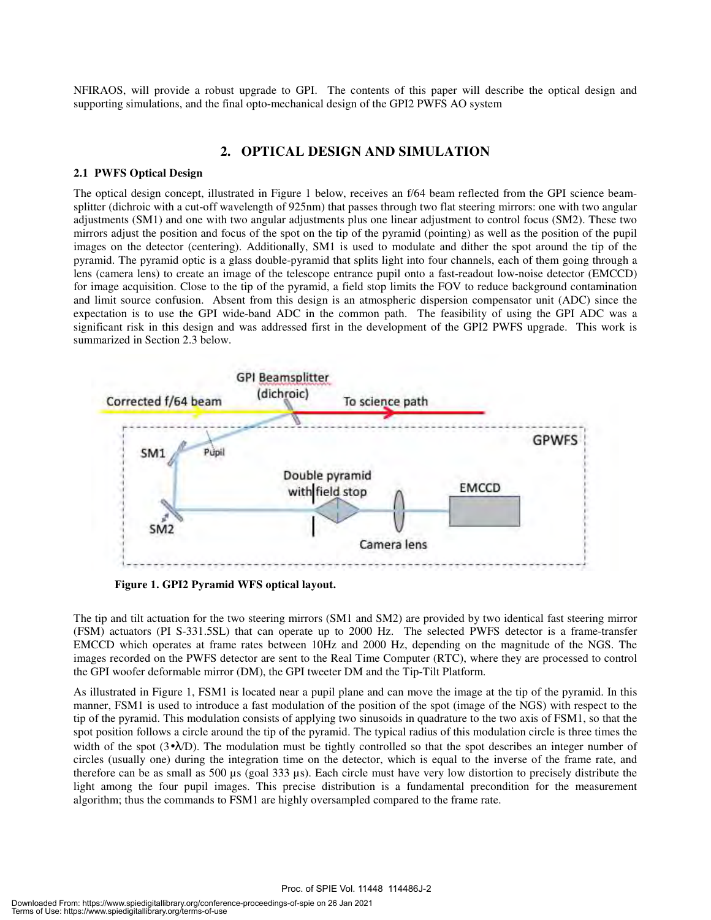NFIRAOS, will provide a robust upgrade to GPI. The contents of this paper will describe the optical design and supporting simulations, and the final opto-mechanical design of the GPI2 PWFS AO system

## 2. OPTICAL DESIGN AND SIMULATION

### 2.1 PWFS Optical Design

The optical design concept, illustrated in Figure 1 below, receives an f/64 beam reflected from the GPI science beam-splitter (dichroic with a cut-off wavelength of 925nm) that passes through two flat steering mirrors: one with two angular adjustments (SM1) and one with two angular adjustments plus one linear adjustment to control focus (SM2). These two mirrors adjust the position and focus of the spot on the tip of the pyramid (pointing) as well as the position of the pupil images on the detector (centering). Additionally, SM1 is used to modulate and dither the spot around the tip of the pyramid. The pyramid optic is a glass double-pyramid that splits light into four channels, each of them going through a lens (camera lens) to create an image of the telescope entrance pupil onto a fast-readout low-noise detector (EMCCD) for image acquisition. Close to the tip of the pyramid, a field stop limits the FOV to reduce background contamination and limit source confusion. Absent from this design is an atmospheric dispersion compensator unit (ADC) since the expectation is to use the GPI wide-band ADC in the common path. The feasibility of using the GPI ADC was a significant risk in this design and was addressed first in the development of the GPI2 PWFS upgrade. This work is summarized in Section 2.3 below.

**Figure 1. GPI2 Pyramid WFS optical layout.**

The tip and tilt actuation for the two steering mirrors (SM1 and SM2) are provided by two identical fast steering mirror (FSM) actuators (PI S-331.5SL) that can operate up to 2000 Hz. The selected PWFS detector is a frame-transfer EMCCD which operates at frame rates between 10Hz and 2000 Hz, depending on the magnitude of the NGS. The images recorded on the PWFS detector are sent to the Real Time Computer (RTC), where they are processed to control the GPI woofer deformable mirror (DM), the GPI tweeter DM and the Tip-Tilt Platform.

As illustrated in Figure 1, FSM1 is located near a pupil plane and can move the image at the tip of the pyramid. In this manner, FSM1 is used to introduce a fast modulation of the position of the spot (image of the NGS) with respect to the tip of the pyramid. This modulation consists of applying two sinusoids in quadrature to the two axis of FSM1, so that the spot position follows a circle around the tip of the pyramid. The typical radius of this modulation circle is three times the width of the spot ($3\bullet\lambda/D$). The modulation must be tightly controlled so that the spot describes an integer number of circles (usually one) during the integration time on the detector, which is equal to the inverse of the frame rate, and therefore can be as small as 500 µs (goal 333 µs). Each circle must have very low distortion to precisely distribute the light among the four pupil images. This precise distribution is a fundamental precondition for the measurement algorithm; thus the commands to FSM1 are highly oversampled compared to the frame rate.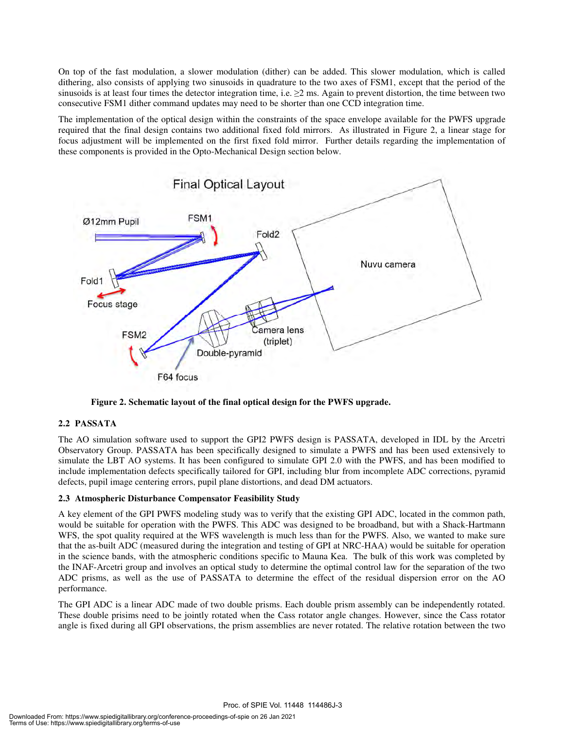On top of the fast modulation, a slower modulation (dither) can be added. This slower modulation, which is called dithering, also consists of applying two sinusoids in quadrature to the two axes of FSM1, except that the period of the sinusoids is at least four times the detector integration time, i.e. ≥2 ms. Again to prevent distortion, the time between two consecutive FSM1 dither command updates may need to be shorter than one CCD integration time.

The implementation of the optical design within the constraints of the space envelope available for the PWFS upgrade required that the final design contains two additional fixed fold mirrors. As illustrated in Figure 2, a linear stage for focus adjustment will be implemented on the first fixed fold mirror. Further details regarding the implementation of these components is provided in the Opto-Mechanical Design section below.

**Figure 2. Schematic layout of the final optical design for the PWFS upgrade.**

### 2.2 PASSATA

The AO simulation software used to support the GPI2 PWFS design is PASSATA, developed in IDL by the Arcetri Observatory Group. PASSATA has been specifically designed to simulate a PWFS and has been used extensively to simulate the LBT AO systems. It has been configured to simulate GPI 2.0 with the PWFS, and has been modified to include implementation defects specifically tailored for GPI, including blur from incomplete ADC corrections, pyramid defects, pupil image centering errors, pupil plane distortions, and dead DM actuators.

### 2.3 Atmospheric Disturbance Compensator Feasibility Study

A key element of the GPI PWFS modeling study was to verify that the existing GPI ADC, located in the common path, would be suitable for operation with the PWFS. This ADC was designed to be broadband, but with a Shack-Hartmann WFS, the spot quality required at the WFS wavelength is much less than for the PWFS. Also, we wanted to make sure that the as-built ADC (measured during the integration and testing of GPI at NRC-HAA) would be suitable for operation in the science bands, with the atmospheric conditions specific to Mauna Kea. The bulk of this work was completed by the INAF-Arcetri group and involves an optical study to determine the optimal control law for the separation of the two ADC prisms, as well as the use of PASSATA to determine the effect of the residual dispersion error on the AO performance.

The GPI ADC is a linear ADC made of two double prisms. Each double prism assembly can be independently rotated. These double prisims need to be jointly rotated when the Cass rotator angle changes. However, since the Cass rotator angle is fixed during all GPI observations, the prism assemblies are never rotated. The relative rotation between the two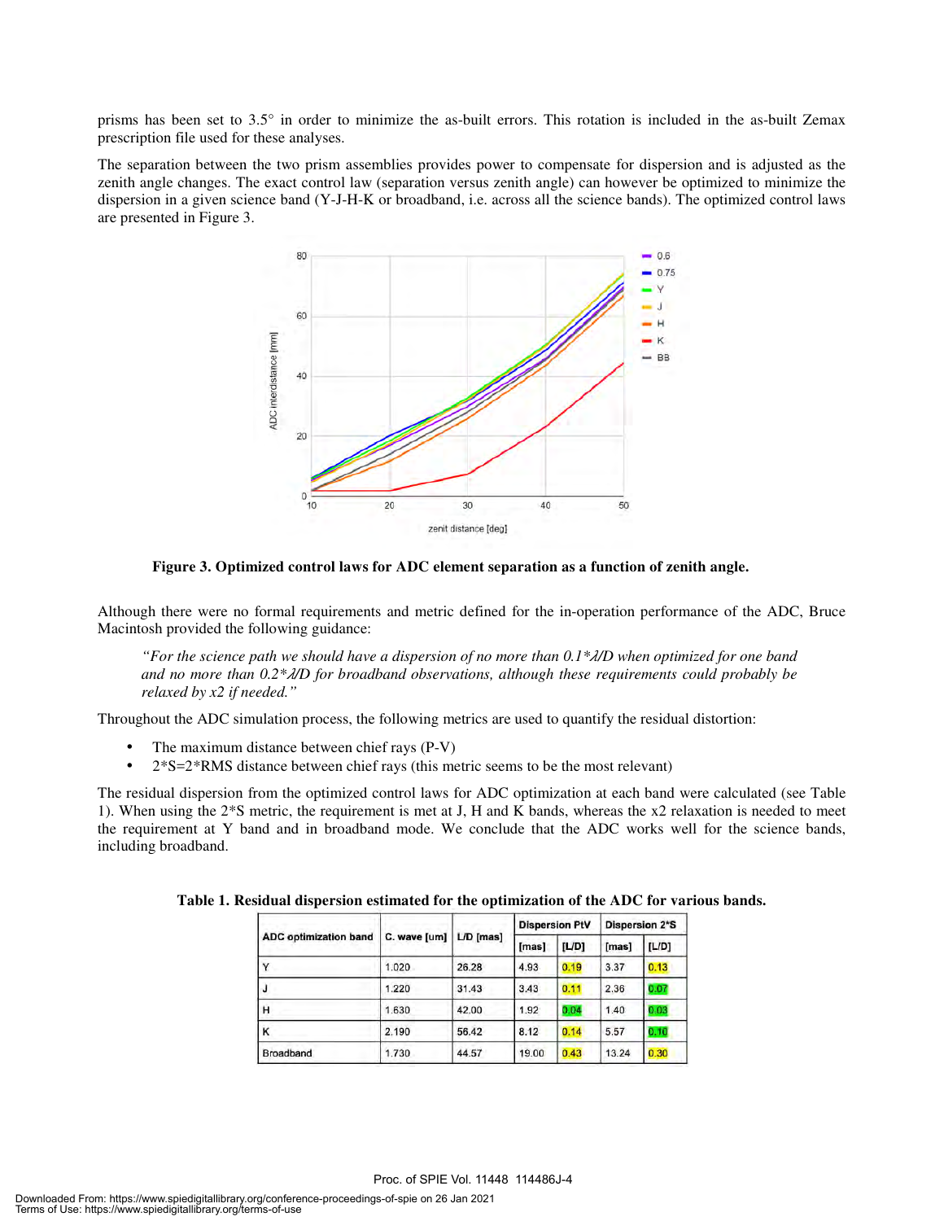prisms has been set to 3.5° in order to minimize the as-built errors. This rotation is included in the as-built Zemax prescription file used for these analyses.

The separation between the two prism assemblies provides power to compensate for dispersion and is adjusted as the zenith angle changes. The exact control law (separation versus zenith angle) can however be optimized to minimize the dispersion in a given science band (Y-J-H-K or broadband, i.e. across all the science bands). The optimized control laws are presented in Figure 3.

**Figure 3. Optimized control laws for ADC element separation as a function of zenith angle.**

Although there were no formal requirements and metric defined for the in-operation performance of the ADC, Bruce Macintosh provided the following guidance:

> *"For the science path we should have a dispersion of no more than 0.1\*λ/D when optimized for one band and no more than 0.2\*λ/D for broadband observations, although these requirements could probably be relaxed by x2 if needed."*

Throughout the ADC simulation process, the following metrics are used to quantify the residual distortion:

- The maximum distance between chief rays (P-V)
- 2*S=2*RMS distance between chief rays (this metric seems to be the most relevant)

The residual dispersion from the optimized control laws for ADC optimization at each band were calculated (see Table 1). When using the 2*S metric, the requirement is met at J, H and K bands, whereas the x2 relaxation is needed to meet the requirement at Y band and in broadband mode. We conclude that the ADC works well for the science bands, including broadband.

**Table 1. Residual dispersion estimated for the optimization of the ADC for various bands.**

| ADC optimization band | C. wave [um] | L/D [mas] | Dispersion PtV | | Dispersion 2*S | |
|---|---|---|---|---|---|---|
| | | | [mas] | [L/D] | [mas] | [L/D] |
| Y | 1.020 | 26.28 | 4.93 | 0.19 | 3.37 | 0.13 |
| J | 1.220 | 31.43 | 3.43 | 0.11 | 2.36 | 0.07 |
| H | 1.630 | 42.00 | 1.92 | 0.04 | 1.40 | 0.03 |
| K | 2.190 | 56.42 | 8.12 | 0.14 | 5.57 | 0.10 |
| Broadband | 1.730 | 44.57 | 19.00 | 0.43 | 13.24 | 0.30 |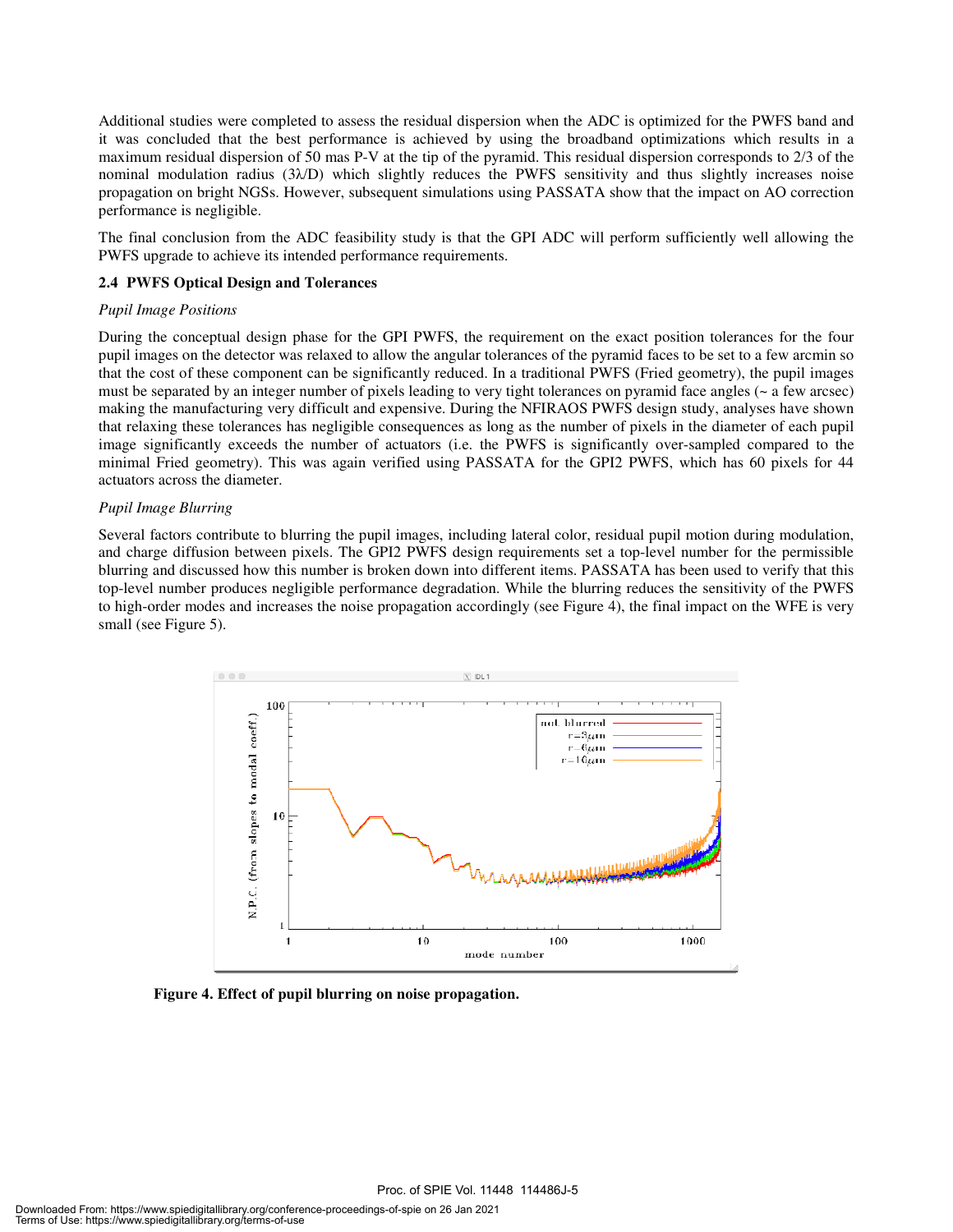Additional studies were completed to assess the residual dispersion when the ADC is optimized for the PWFS band and it was concluded that the best performance is achieved by using the broadband optimizations which results in a maximum residual dispersion of 50 mas P-V at the tip of the pyramid. This residual dispersion corresponds to 2/3 of the nominal modulation radius ($3\lambda/D$) which slightly reduces the PWFS sensitivity and thus slightly increases noise propagation on bright NGSs. However, subsequent simulations using PASSATA show that the impact on AO correction performance is negligible.

The final conclusion from the ADC feasibility study is that the GPI ADC will perform sufficiently well allowing the PWFS upgrade to achieve its intended performance requirements.

### 2.4 PWFS Optical Design and Tolerances

*Pupil Image Positions*

During the conceptual design phase for the GPI PWFS, the requirement on the exact position tolerances for the four pupil images on the detector was relaxed to allow the angular tolerances of the pyramid faces to be set to a few arcmin so that the cost of these component can be significantly reduced. In a traditional PWFS (Fried geometry), the pupil images must be separated by an integer number of pixels leading to very tight tolerances on pyramid face angles (~ a few arcsec) making the manufacturing very difficult and expensive. During the NFIRAOS PWFS design study, analyses have shown that relaxing these tolerances has negligible consequences as long as the number of pixels in the diameter of each pupil image significantly exceeds the number of actuators (i.e. the PWFS is significantly over-sampled compared to the minimal Fried geometry). This was again verified using PASSATA for the GPI2 PWFS, which has 60 pixels for 44 actuators across the diameter.

*Pupil Image Blurring*

Several factors contribute to blurring the pupil images, including lateral color, residual pupil motion during modulation, and charge diffusion between pixels. The GPI2 PWFS design requirements set a top-level number for the permissible blurring and discussed how this number is broken down into different items. PASSATA has been used to verify that this top-level number produces negligible performance degradation. While the blurring reduces the sensitivity of the PWFS to high-order modes and increases the noise propagation accordingly (see Figure 4), the final impact on the WFE is very small (see Figure 5).

**Figure 4. Effect of pupil blurring on noise propagation.**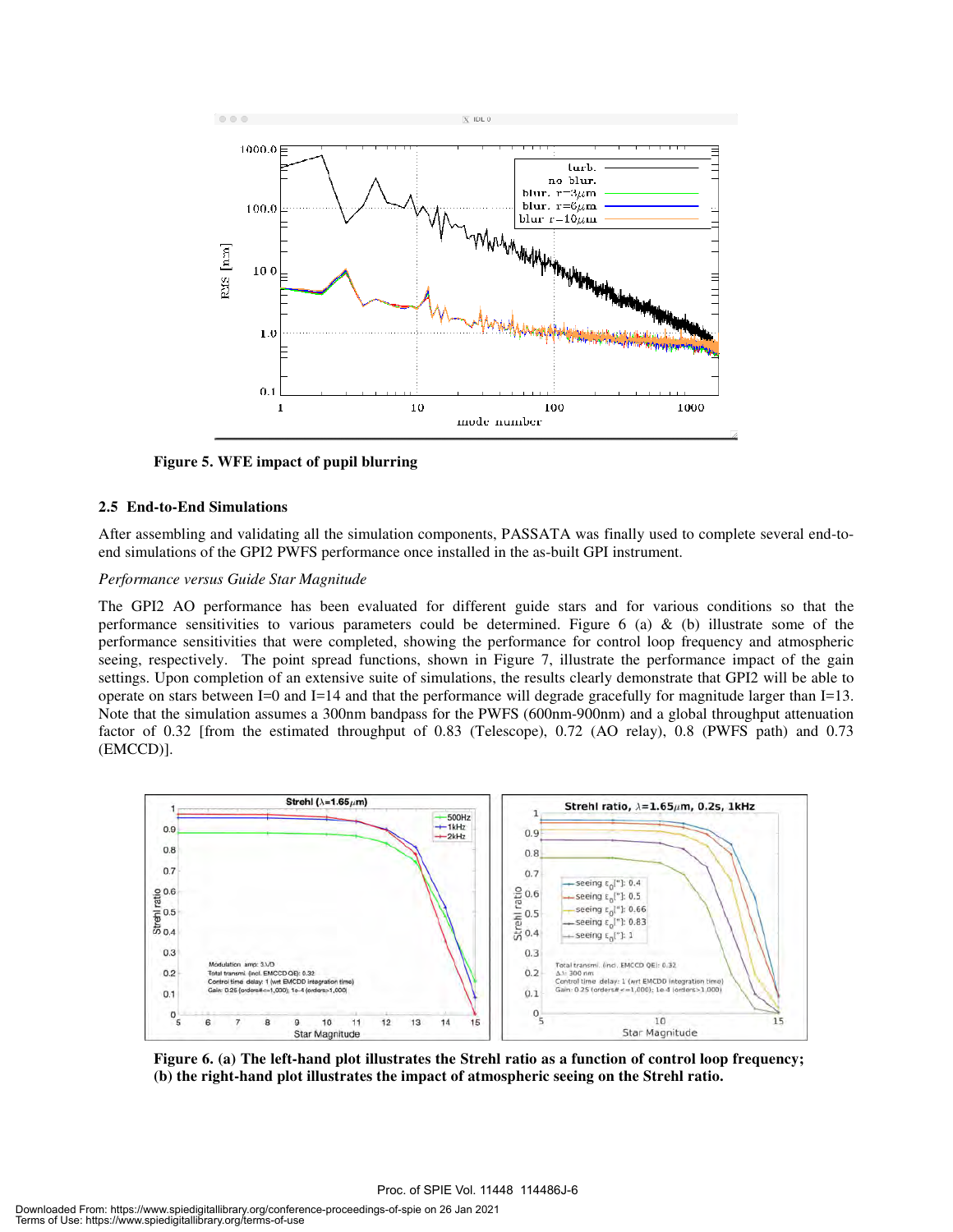**Figure 5. WFE impact of pupil blurring**

### 2.5 End-to-End Simulations

After assembling and validating all the simulation components, PASSATA was finally used to complete several end-to-end simulations of the GPI2 PWFS performance once installed in the as-built GPI instrument.

*Performance versus Guide Star Magnitude*

The GPI2 AO performance has been evaluated for different guide stars and for various conditions so that the performance sensitivities to various parameters could be determined. Figure 6 (a) & (b) illustrate some of the performance sensitivities that were completed, showing the performance for control loop frequency and atmospheric seeing, respectively. The point spread functions, shown in Figure 7, illustrate the performance impact of the gain settings. Upon completion of an extensive suite of simulations, the results clearly demonstrate that GPI2 will be able to operate on stars between I=0 and I=14 and that the performance will degrade gracefully for magnitude larger than I=13. Note that the simulation assumes a 300nm bandpass for the PWFS (600nm-900nm) and a global throughput attenuation factor of 0.32 [from the estimated throughput of 0.83 (Telescope), 0.72 (AO relay), 0.8 (PWFS path) and 0.73 (EMCCD)].

**Figure 6. (a) The left-hand plot illustrates the Strehl ratio as a function of control loop frequency; (b) the right-hand plot illustrates the impact of atmospheric seeing on the Strehl ratio.**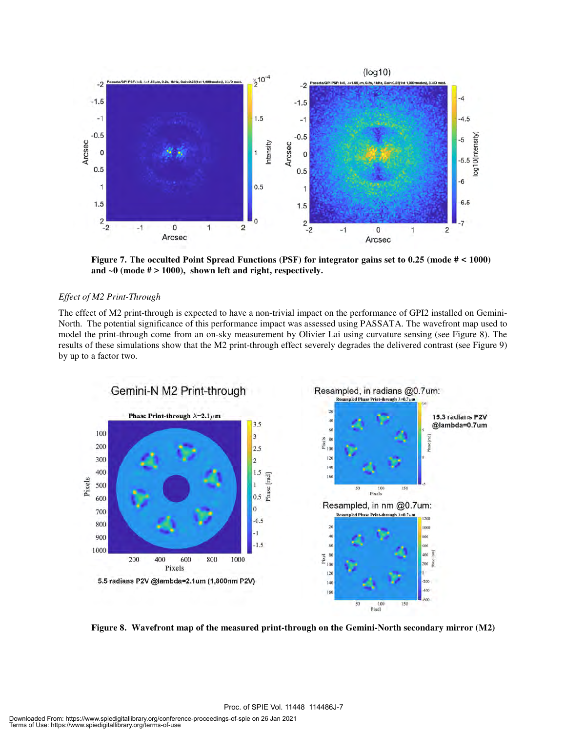**Figure 7. The occulted Point Spread Functions (PSF) for integrator gains set to 0.25 (mode # < 1000) and ~0 (mode # > 1000), shown left and right, respectively.**

*Effect of M2 Print-Through*

The effect of M2 print-through is expected to have a non-trivial impact on the performance of GPI2 installed on Gemini-North. The potential significance of this performance impact was assessed using PASSATA. The wavefront map used to model the print-through come from an on-sky measurement by Olivier Lai using curvature sensing (see Figure 8). The results of these simulations show that the M2 print-through effect severely degrades the delivered contrast (see Figure 9) by up to a factor two.

**Figure 8. Wavefront map of the measured print-through on the Gemini-North secondary mirror (M2)**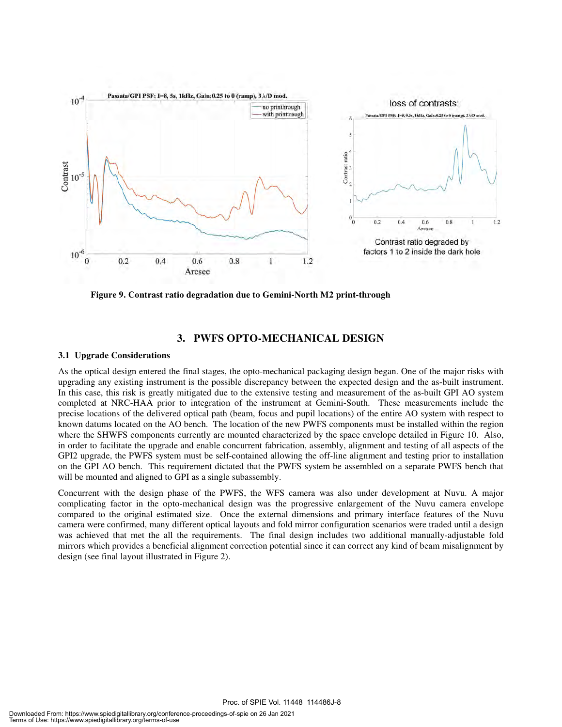Figure 9. Contrast ratio degradation due to Gemini-North M2 print-through

## 3. PWFS OPTO-MECHANICAL DESIGN

### 3.1 Upgrade Considerations

As the optical design entered the final stages, the opto-mechanical packaging design began. One of the major risks with upgrading any existing instrument is the possible discrepancy between the expected design and the as-built instrument. In this case, this risk is greatly mitigated due to the extensive testing and measurement of the as-built GPI AO system completed at NRC-HAA prior to integration of the instrument at Gemini-South. These measurements include the precise locations of the delivered optical path (beam, focus and pupil locations) of the entire AO system with respect to known datums located on the AO bench. The location of the new PWFS components must be installed within the region where the SHWFS components currently are mounted characterized by the space envelope detailed in Figure 10. Also, in order to facilitate the upgrade and enable concurrent fabrication, assembly, alignment and testing of all aspects of the GPI2 upgrade, the PWFS system must be self-contained allowing the off-line alignment and testing prior to installation on the GPI AO bench. This requirement dictated that the PWFS system be assembled on a separate PWFS bench that will be mounted and aligned to GPI as a single subassembly.

Concurrent with the design phase of the PWFS, the WFS camera was also under development at Nuvu. A major complicating factor in the opto-mechanical design was the progressive enlargement of the Nuvu camera envelope compared to the original estimated size. Once the external dimensions and primary interface features of the Nuvu camera were confirmed, many different optical layouts and fold mirror configuration scenarios were traded until a design was achieved that met the all the requirements. The final design includes two additional manually-adjustable fold mirrors which provides a beneficial alignment correction potential since it can correct any kind of beam misalignment by design (see final layout illustrated in Figure 2).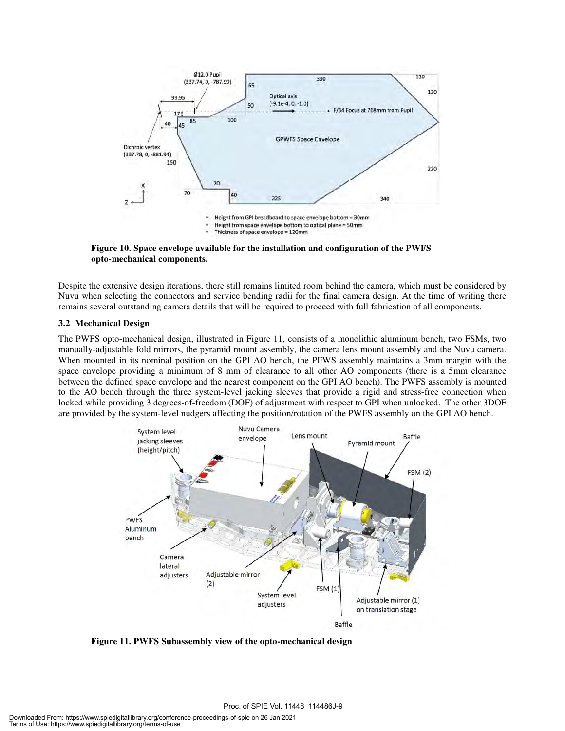**Figure 10. Space envelope available for the installation and configuration of the PWFS opto-mechanical components.**

Despite the extensive design iterations, there still remains limited room behind the camera, which must be considered by Nuvu when selecting the connectors and service bending radii for the final camera design. At the time of writing there remains several outstanding camera details that will be required to proceed with full fabrication of all components.

### 3.2 Mechanical Design

The PWFS opto-mechanical design, illustrated in Figure 11, consists of a monolithic aluminum bench, two FSMs, two manually-adjustable fold mirrors, the pyramid mount assembly, the camera lens mount assembly and the Nuvu camera. When mounted in its nominal position on the GPI AO bench, the PFWS assembly maintains a 3mm margin with the space envelope providing a minimum of 8 mm of clearance to all other AO components (there is a 5mm clearance between the defined space envelope and the nearest component on the GPI AO bench). The PWFS assembly is mounted to the AO bench through the three system-level jacking sleeves that provide a rigid and stress-free connection when locked while providing 3 degrees-of-freedom (DOF) of adjustment with respect to GPI when unlocked. The other 3DOF are provided by the system-level nudgers affecting the position/rotation of the PWFS assembly on the GPI AO bench.

**Figure 11. PWFS Subassembly view of the opto-mechanical design**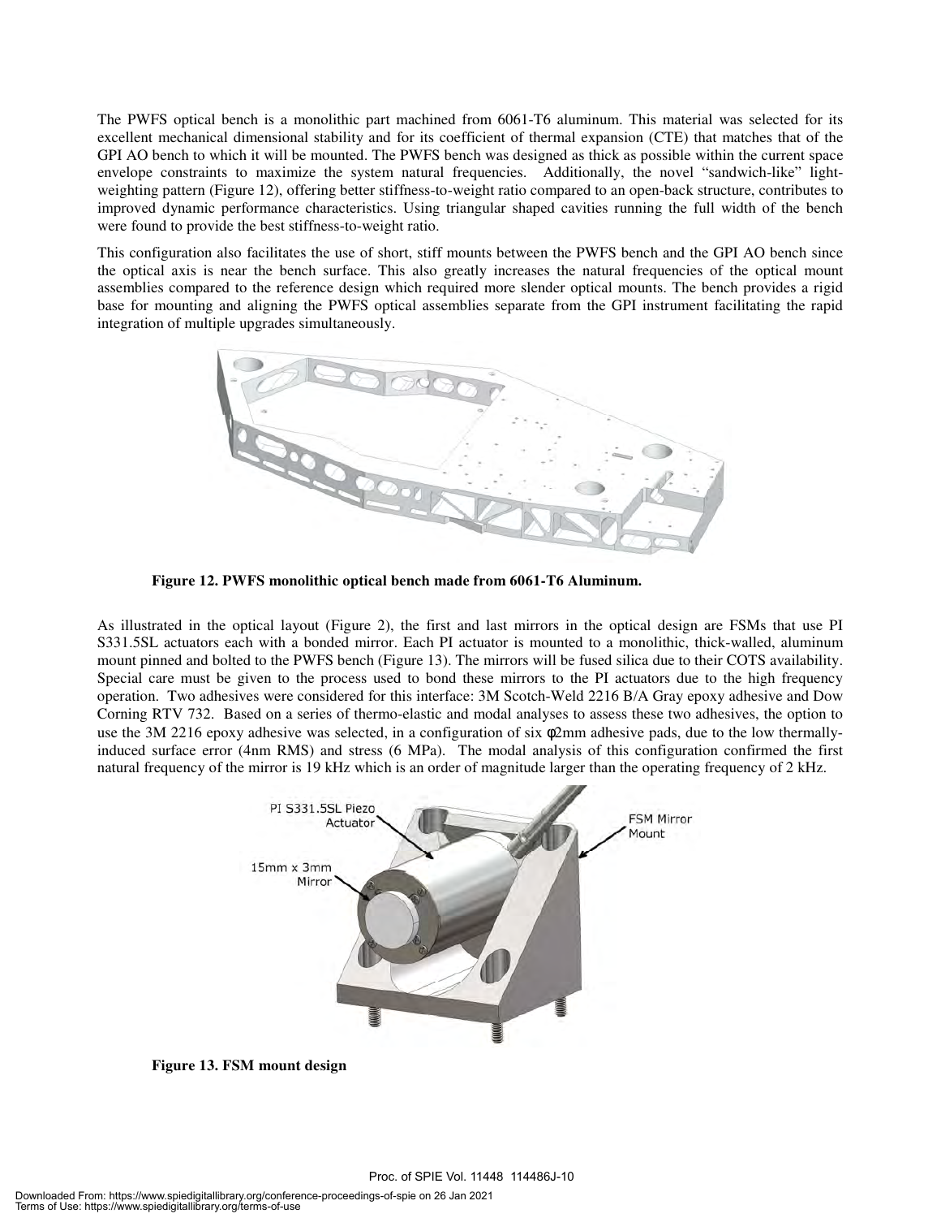The PWFS optical bench is a monolithic part machined from 6061-T6 aluminum. This material was selected for its excellent mechanical dimensional stability and for its coefficient of thermal expansion (CTE) that matches that of the GPI AO bench to which it will be mounted. The PWFS bench was designed as thick as possible within the current space envelope constraints to maximize the system natural frequencies. Additionally, the novel "sandwich-like" light-weighting pattern (Figure 12), offering better stiffness-to-weight ratio compared to an open-back structure, contributes to improved dynamic performance characteristics. Using triangular shaped cavities running the full width of the bench were found to provide the best stiffness-to-weight ratio.

This configuration also facilitates the use of short, stiff mounts between the PWFS bench and the GPI AO bench since the optical axis is near the bench surface. This also greatly increases the natural frequencies of the optical mount assemblies compared to the reference design which required more slender optical mounts. The bench provides a rigid base for mounting and aligning the PWFS optical assemblies separate from the GPI instrument facilitating the rapid integration of multiple upgrades simultaneously.

**Figure 12. PWFS monolithic optical bench made from 6061-T6 Aluminum.**

As illustrated in the optical layout (Figure 2), the first and last mirrors in the optical design are FSMs that use PI S331.5SL actuators each with a bonded mirror. Each PI actuator is mounted to a monolithic, thick-walled, aluminum mount pinned and bolted to the PWFS bench (Figure 13). The mirrors will be fused silica due to their COTS availability. Special care must be given to the process used to bond these mirrors to the PI actuators due to the high frequency operation. Two adhesives were considered for this interface: 3M Scotch-Weld 2216 B/A Gray epoxy adhesive and Dow Corning RTV 732. Based on a series of thermo-elastic and modal analyses to assess these two adhesives, the option to use the 3M 2216 epoxy adhesive was selected, in a configuration of six φ2mm adhesive pads, due to the low thermally-induced surface error (4nm RMS) and stress (6 MPa). The modal analysis of this configuration confirmed the first natural frequency of the mirror is 19 kHz which is an order of magnitude larger than the operating frequency of 2 kHz.

**Figure 13. FSM mount design**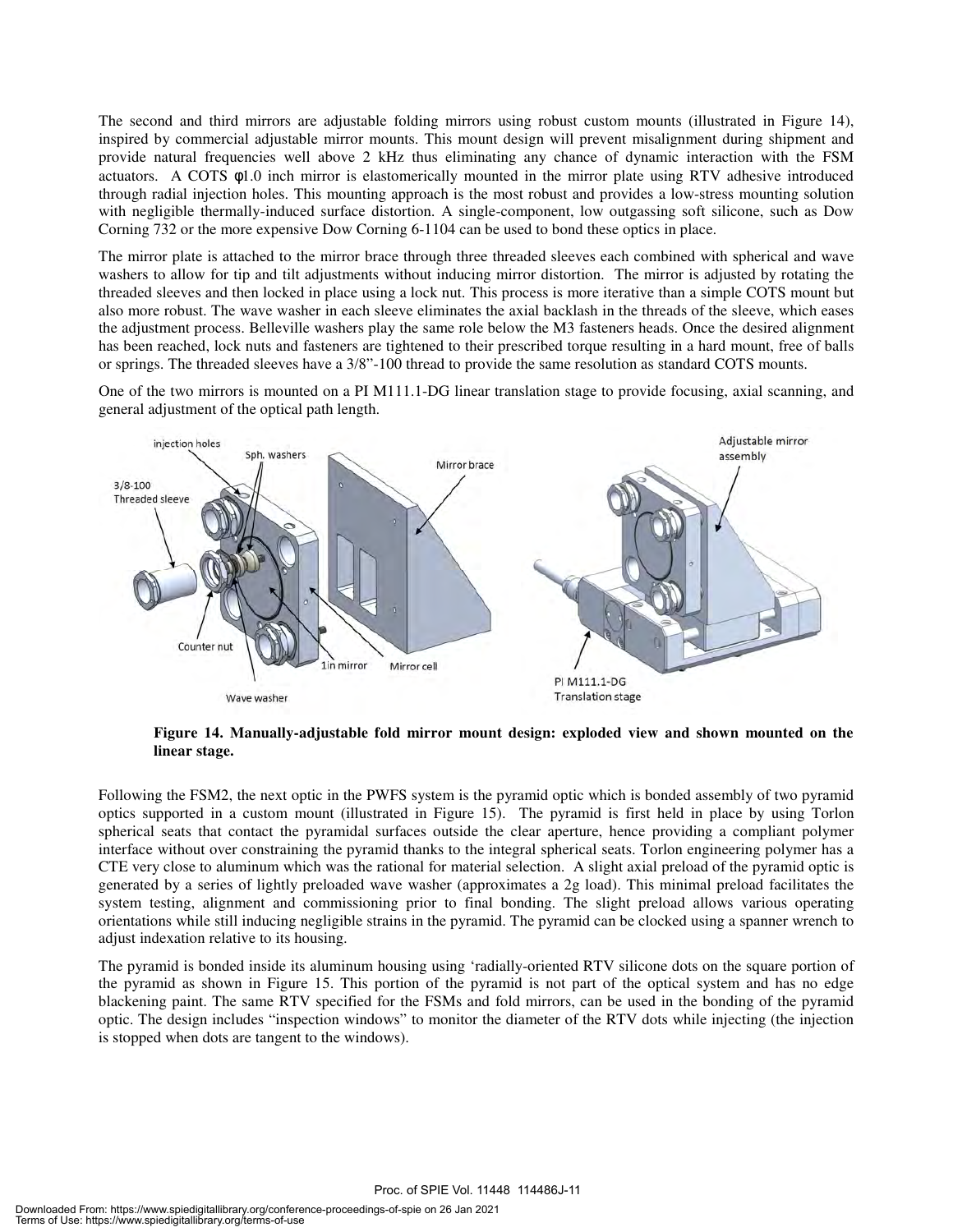The second and third mirrors are adjustable folding mirrors using robust custom mounts (illustrated in Figure 14), inspired by commercial adjustable mirror mounts. This mount design will prevent misalignment during shipment and provide natural frequencies well above 2 kHz thus eliminating any chance of dynamic interaction with the FSM actuators. A COTS φ1.0 inch mirror is elastomerically mounted in the mirror plate using RTV adhesive introduced through radial injection holes. This mounting approach is the most robust and provides a low-stress mounting solution with negligible thermally-induced surface distortion. A single-component, low outgassing soft silicone, such as Dow Corning 732 or the more expensive Dow Corning 6-1104 can be used to bond these optics in place.

The mirror plate is attached to the mirror brace through three threaded sleeves each combined with spherical and wave washers to allow for tip and tilt adjustments without inducing mirror distortion. The mirror is adjusted by rotating the threaded sleeves and then locked in place using a lock nut. This process is more iterative than a simple COTS mount but also more robust. The wave washer in each sleeve eliminates the axial backlash in the threads of the sleeve, which eases the adjustment process. Belleville washers play the same role below the M3 fasteners heads. Once the desired alignment has been reached, lock nuts and fasteners are tightened to their prescribed torque resulting in a hard mount, free of balls or springs. The threaded sleeves have a 3/8"-100 thread to provide the same resolution as standard COTS mounts.

One of the two mirrors is mounted on a PI M111.1-DG linear translation stage to provide focusing, axial scanning, and general adjustment of the optical path length.

**Figure 14. Manually-adjustable fold mirror mount design: exploded view and shown mounted on the linear stage.**

Following the FSM2, the next optic in the PWFS system is the pyramid optic which is bonded assembly of two pyramid optics supported in a custom mount (illustrated in Figure 15). The pyramid is first held in place by using Torlon spherical seats that contact the pyramidal surfaces outside the clear aperture, hence providing a compliant polymer interface without over constraining the pyramid thanks to the integral spherical seats. Torlon engineering polymer has a CTE very close to aluminum which was the rational for material selection. A slight axial preload of the pyramid optic is generated by a series of lightly preloaded wave washer (approximates a 2g load). This minimal preload facilitates the system testing, alignment and commissioning prior to final bonding. The slight preload allows various operating orientations while still inducing negligible strains in the pyramid. The pyramid can be clocked using a spanner wrench to adjust indexation relative to its housing.

The pyramid is bonded inside its aluminum housing using 'radially-oriented RTV silicone dots on the square portion of the pyramid as shown in Figure 15. This portion of the pyramid is not part of the optical system and has no edge blackening paint. The same RTV specified for the FSMs and fold mirrors, can be used in the bonding of the pyramid optic. The design includes "inspection windows" to monitor the diameter of the RTV dots while injecting (the injection is stopped when dots are tangent to the windows).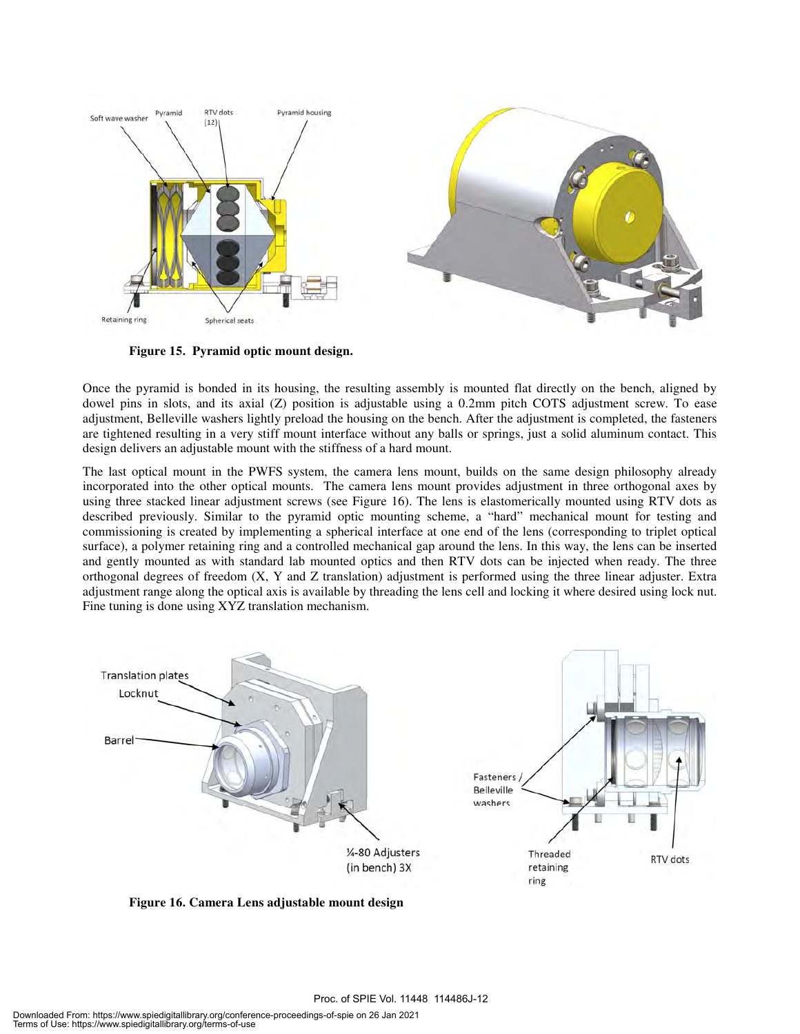**Figure 15. Pyramid optic mount design.**

Once the pyramid is bonded in its housing, the resulting assembly is mounted flat directly on the bench, aligned by dowel pins in slots, and its axial (Z) position is adjustable using a 0.2mm pitch COTS adjustment screw. To ease adjustment, Belleville washers lightly preload the housing on the bench. After the adjustment is completed, the fasteners are tightened resulting in a very stiff mount interface without any balls or springs, just a solid aluminum contact. This design delivers an adjustable mount with the stiffness of a hard mount.

The last optical mount in the PWFS system, the camera lens mount, builds on the same design philosophy already incorporated into the other optical mounts. The camera lens mount provides adjustment in three orthogonal axes by using three stacked linear adjustment screws (see Figure 16). The lens is elastomerically mounted using RTV dots as described previously. Similar to the pyramid optic mounting scheme, a "hard" mechanical mount for testing and commissioning is created by implementing a spherical interface at one end of the lens (corresponding to triplet optical surface), a polymer retaining ring and a controlled mechanical gap around the lens. In this way, the lens can be inserted and gently mounted as with standard lab mounted optics and then RTV dots can be injected when ready. The three orthogonal degrees of freedom (X, Y and Z translation) adjustment is performed using the three linear adjuster. Extra adjustment range along the optical axis is available by threading the lens cell and locking it where desired using lock nut. Fine tuning is done using XYZ translation mechanism.

**Figure 16. Camera Lens adjustable mount design**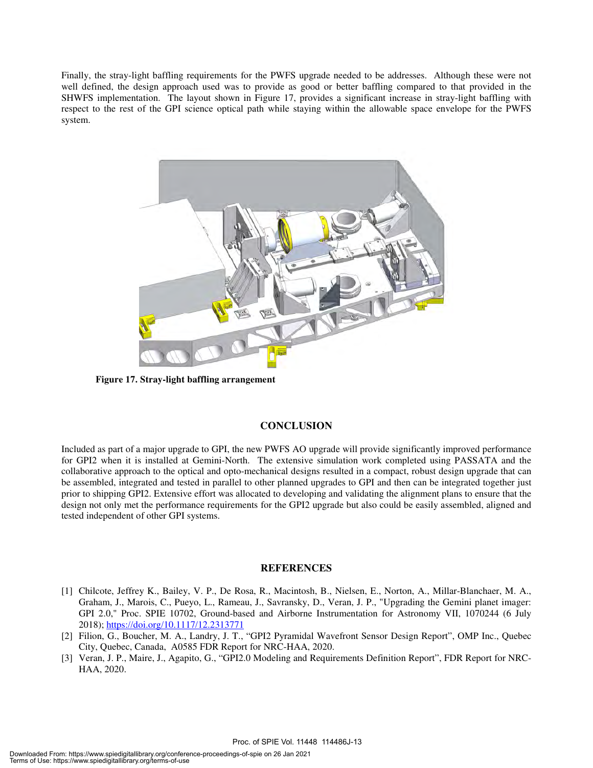Finally, the stray-light baffling requirements for the PWFS upgrade needed to be addresses. Although these were not well defined, the design approach used was to provide as good or better baffling compared to that provided in the SHWFS implementation. The layout shown in Figure 17, provides a significant increase in stray-light baffling with respect to the rest of the GPI science optical path while staying within the allowable space envelope for the PWFS system.

**Figure 17. Stray-light baffling arrangement**

## CONCLUSION

Included as part of a major upgrade to GPI, the new PWFS AO upgrade will provide significantly improved performance for GPI2 when it is installed at Gemini-North. The extensive simulation work completed using PASSATA and the collaborative approach to the optical and opto-mechanical designs resulted in a compact, robust design upgrade that can be assembled, integrated and tested in parallel to other planned upgrades to GPI and then can be integrated together just prior to shipping GPI2. Extensive effort was allocated to developing and validating the alignment plans to ensure that the design not only met the performance requirements for the GPI2 upgrade but also could be easily assembled, aligned and tested independent of other GPI systems.

## REFERENCES

[1] Chilcote, Jeffrey K., Bailey, V. P., De Rosa, R., Macintosh, B., Nielsen, E., Norton, A., Millar-Blanchaer, M. A., Graham, J., Marois, C., Pueyo, L., Rameau, J., Savransky, D., Veran, J. P., "Upgrading the Gemini planet imager: GPI 2.0," Proc. SPIE 10702, Ground-based and Airborne Instrumentation for Astronomy VII, 1070244 (6 July 2018); https://doi.org/10.1117/12.2313771

[2] Filion, G., Boucher, M. A., Landry, J. T., "GPI2 Pyramidal Wavefront Sensor Design Report", OMP Inc., Quebec City, Quebec, Canada, A0585 FDR Report for NRC-HAA, 2020.

[3] Veran, J. P., Maire, J., Agapito, G., "GPI2.0 Modeling and Requirements Definition Report", FDR Report for NRC-HAA, 2020.